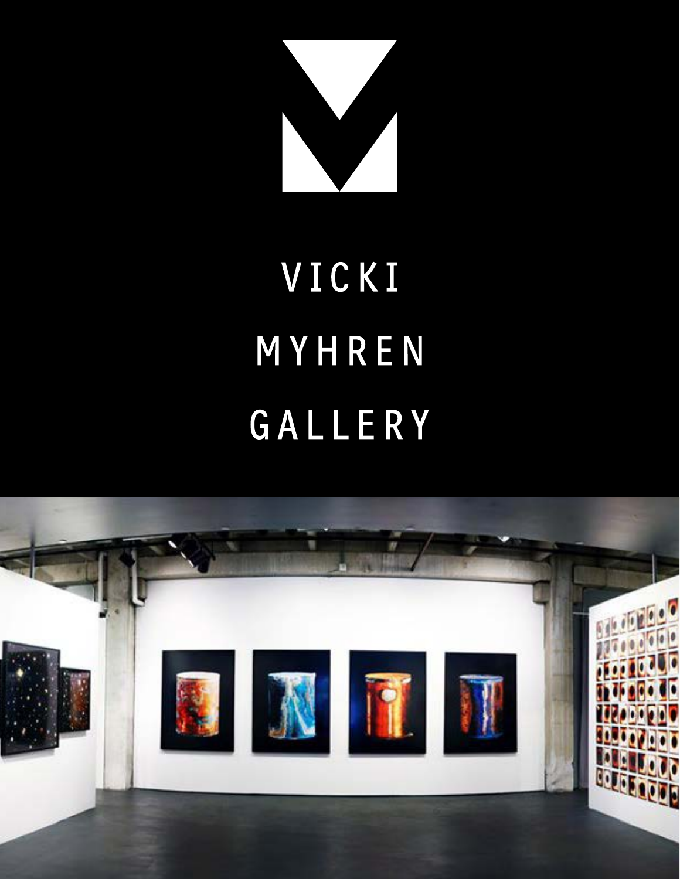# VICKI MYHREN GALLERY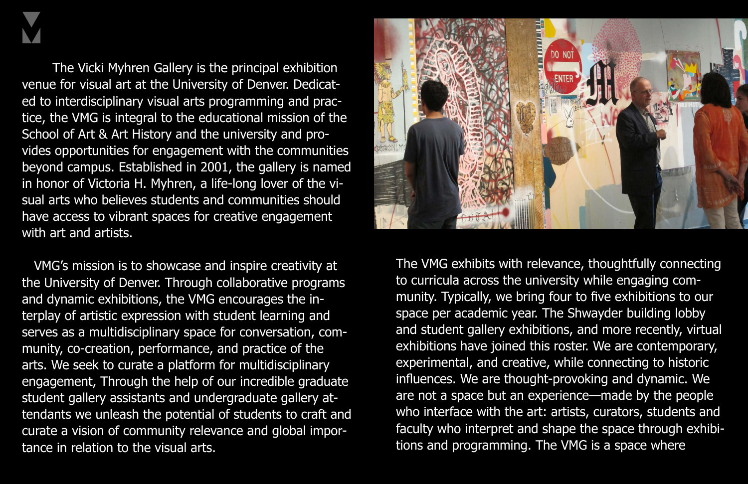The Vicki Myhren Gallery is the principal exhibition venue for visual art at the University of Denver. Dedicated to interdisciplinary visual arts programming and practice, the VMG is integral to the educational mission of the School of Art & Art History and the university and provides opportunities for engagement with the communities beyond campus. Established in 2001, the gallery is named in honor of Victoria H. Myhren, a life-long lover of the visual arts who believes students and communities should have access to vibrant spaces for creative engagement with art and artists.

VMG's mission is to showcase and inspire creativity at the University of Denver. Through collaborative programs and dynamic exhibitions, the VMG encourages the interplay of artistic expression with student learning and serves as a multidisciplinary space for conversation, community, co-creation, performance, and practice of the arts. We seek to curate a platform for multidisciplinary engagement, Through the help of our incredible graduate student gallery assistants and undergraduate gallery attendants we unleash the potential of students to craft and curate a vision of community relevance and global importance in relation to the visual arts.

The VMG exhibits with relevance, thoughtfully connecting to curricula across the university while engaging community. Typically, we bring four to five exhibitions to our space per academic year. The Shwayder building lobby and student gallery exhibitions, and more recently, virtual exhibitions have joined this roster. We are contemporary, experimental, and creative, while connecting to historic influences. We are thought-provoking and dynamic. We are not a space but an experience—made by the people who interface with the art: artists, curators, students and faculty who interpret and shape the space through exhibitions and programming. The VMG is a space where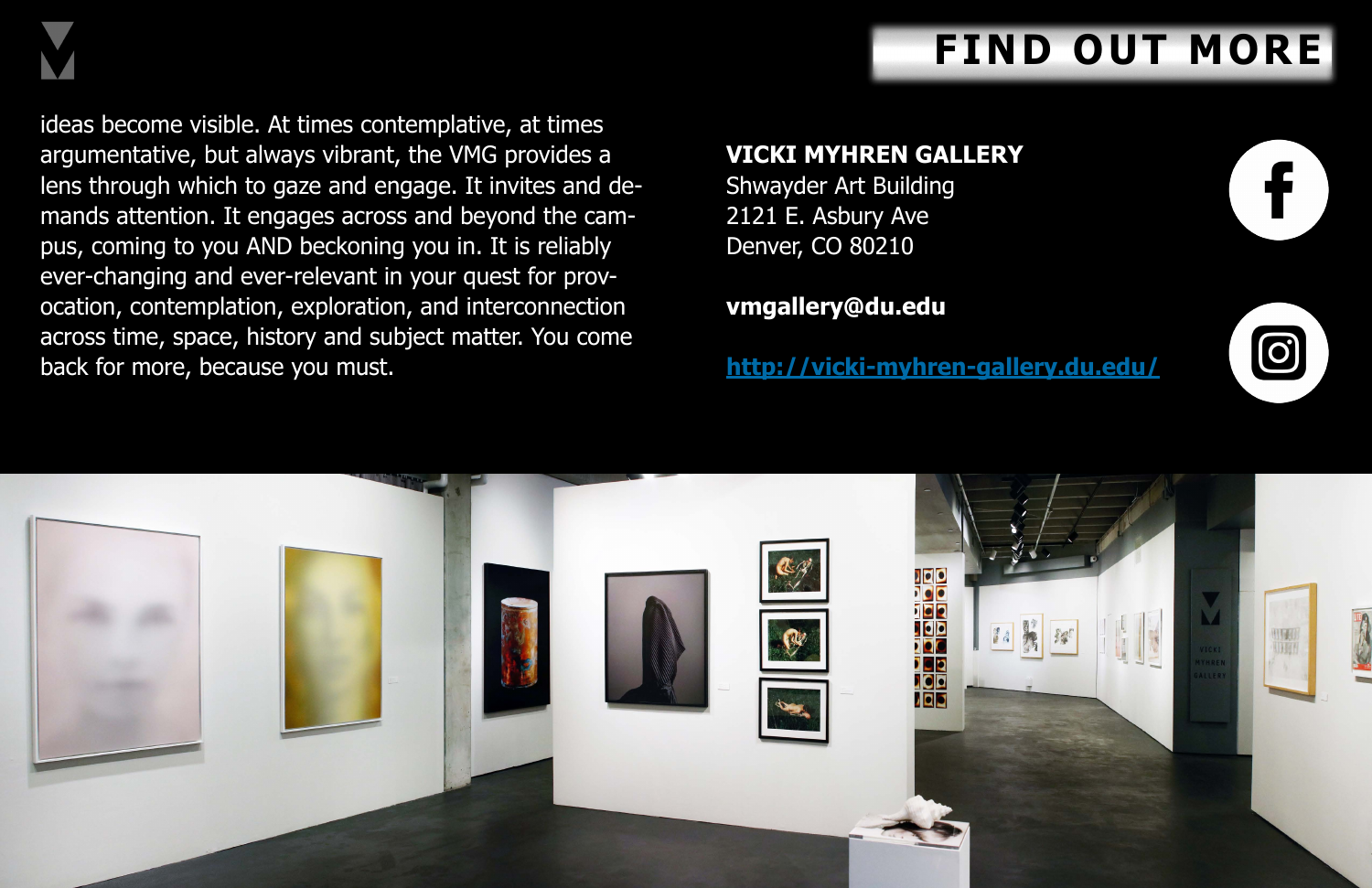ideas become visible. At times contemplative, at times argumentative, but always vibrant, the VMG provides a lens through which to gaze and engage. It invites and demands attention. It engages across and beyond the campus, coming to you AND beckoning you in. It is reliably ever-changing and ever-relevant in your quest for provocation, contemplation, exploration, and interconnection across time, space, history and subject matter. You come back for more, because you must.

# FIND OUT MORE

**VICKI MYHREN GALLERY**
Shwayder Art Building
2121 E. Asbury Ave
Denver, CO 80210

**vmgallery@du.edu**

**http://vicki-myhren-gallery.du.edu/**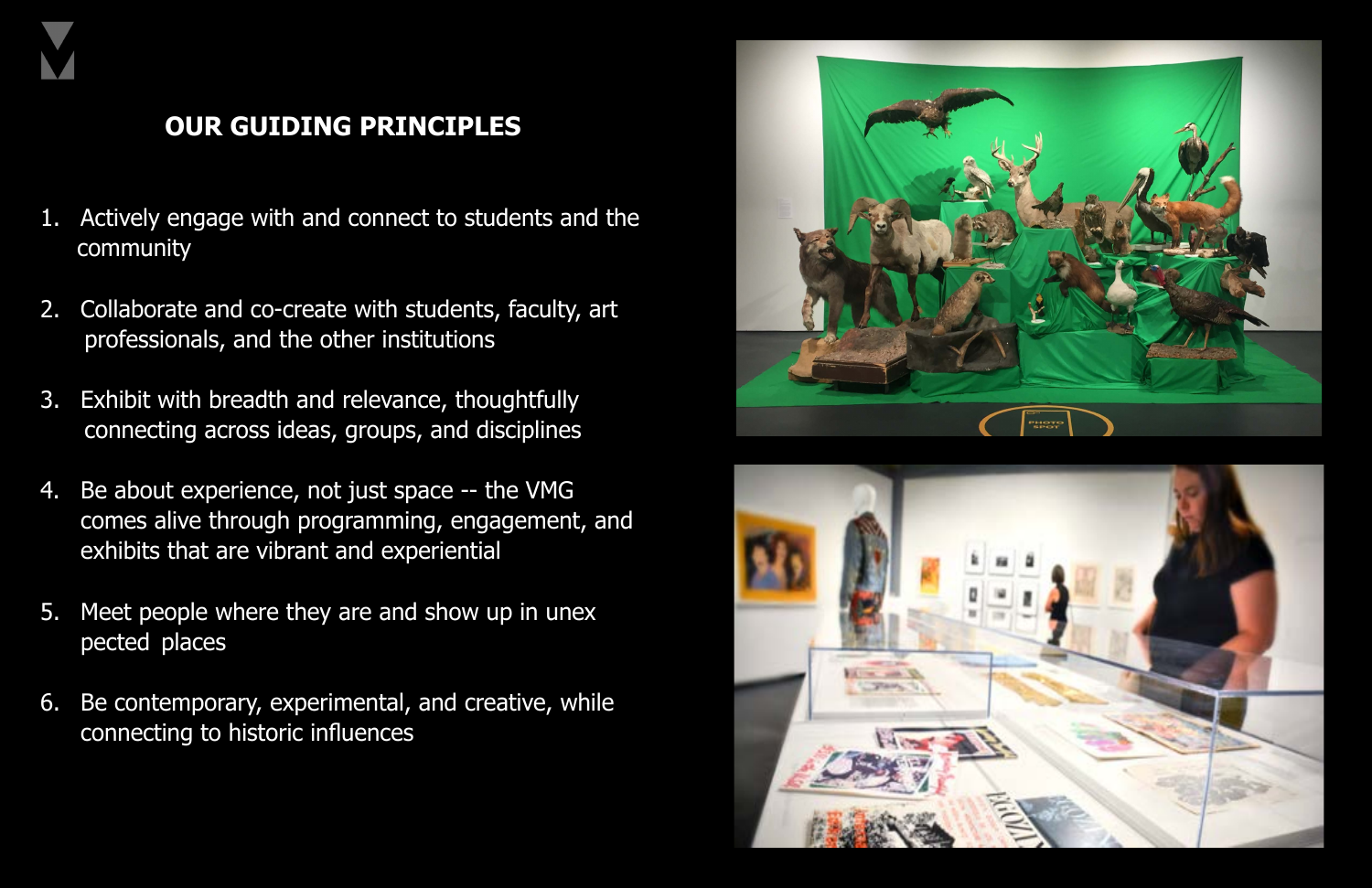## OUR GUIDING PRINCIPLES

1. Actively engage with and connect to students and the community
2. Collaborate and co-create with students, faculty, art professionals, and the other institutions
3. Exhibit with breadth and relevance, thoughtfully connecting across ideas, groups, and disciplines
4. Be about experience, not just space -- the VMG comes alive through programming, engagement, and exhibits that are vibrant and experiential
5. Meet people where they are and show up in unex pected places
6. Be contemporary, experimental, and creative, while connecting to historic influences